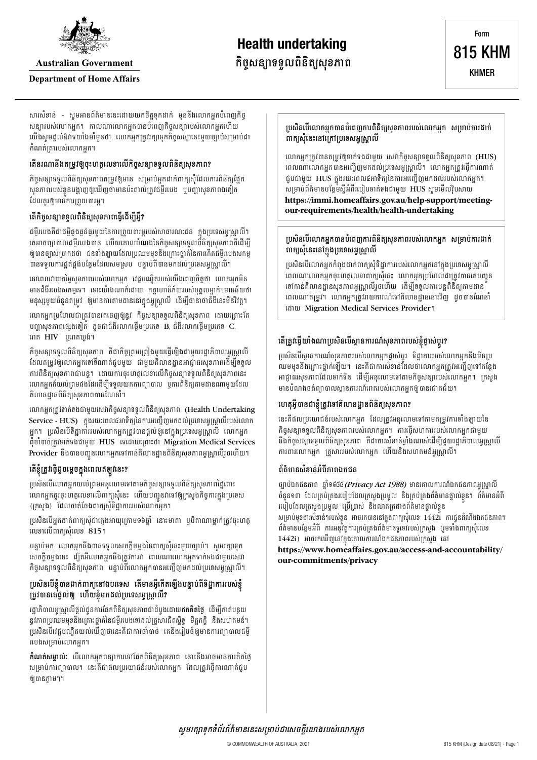Australian Government

Department of Home Affairs

# Health undertaking

## កិច្ចសន្យាទទួលពិនិត្យសុខភាព

Form

815 KHM

KHMER

សារសំខាន់ - សូមអានព័ត៌មាននេះដោយយកចិត្តទុកដាក់ មុននឹងលោកអ្នកបំពេញកិច្ចសន្យារបស់លោកអ្នក។ កាលណាលោកអ្នកបានបំពេញកិច្ចសន្យារបស់លោកអ្នកហើយ យើងសូមផ្តល់និងវាយ៉ាងមាំមួនថា លោកអ្នកត្រូវរក្សាទុកកិច្ចសន្យានេះមួយច្បាប់សម្រាប់ជាកំណត់ត្រារបស់លោកអ្នក។

### តើនរណានឹងតម្រូវឲ្យចុះហត្ថលេខាលើកិច្ចសន្យាទទួលពិនិត្យសុខភាព?

កិច្ចសន្យាទទួលពិនិត្យសុខភាពតម្រូវឲ្យមាន សម្រាប់អ្នកដាក់ពាក្យសុំដែលការពិនិត្យផ្នែកសុខភាពរបស់ខ្លួនបង្ហាញឲ្យឃើញថាមានប៉ះពាល់ត្រូវជំងឺរបេង ឬបញ្ហាសុខភាពឯទៀត ដែលគួរឲ្យមានការព្រួយបារម្ភ។

### តើកិច្ចសន្យាទទួលពិនិត្យសុខភាពធ្វើដើម្បីអ្វី?

ជំងឺរបេងគឺជាជំងឺចម្លងធ្ងន់ធ្ងរមួយនៃការព្រួយបារម្ភរបស់សាធារណៈជន ក្នុងប្រទេសអូស្ត្រាលី។ គេអាចព្យាបាលជំងឺរបេងបាន ហើយគោលបំណងនៃកិច្ចសន្យាទទួលពិនិត្យសុខភាពគឺដើម្បីឲ្យបានច្បាស់ក្រោកដថា ជនទាំងឡាយដែលប្រឈមមុខនឹងគ្រោះថ្នាក់នៃការកើតជំងឺរបេងសកម្មបានទទួលការផ្តល់ដំបូន្មានបន្ថែមដែលសមស្រប បន្ទាប់ពីបានមកដល់ប្រទេសអូស្ត្រាលី។

នៅពេលវាយតម្លៃសុខភាពរបស់លោកអ្នក វេជ្ជបណ្ឌិតរបស់យើងពេញចិត្តថា លោកអ្នកមិនមានជំងឺរបេងសកម្មទេ។ ទោះយ៉ាងណាក៏ដោយ កត្តាហានិភ័យរបស់បុគ្គលម្នាក់ៗមានន័យថា មនុស្សមួយចំនួនតម្រូវ ឲ្យមានការតាមដាននៅក្នុងអូស្ត្រាលី ដើម្បីធានាថាជំងឺនេះមិនវិវត្ត។

លោកអ្នកប្រហែលជាត្រូវបានគេចេញឲ្យនូវ កិច្ចសន្យាទទួលពិនិត្យសុខភាព ដោយព្រោះតែបញ្ហាសុខភាពផ្សេងទៀត ដូចជាជំងឺរលាកថ្លើមប្រភេទ B, ជំងឺរលាកថ្លើមប្រភេទ C, មេរោគ HIV ឬរោគស្វាយ។

កិច្ចសន្យាទទួលពិនិត្យសុខភាព គឺជាកិច្ចព្រមព្រៀងមួយធ្វើឡើងជាមួយរដ្ឋាភិបាលអូស្ត្រាលី ដែលតម្រូវឲ្យលោកអ្នកទៅទីណាត់ជួបមួយ ជាមួយគ្លីនិកដ្ឋានអាជ្ញាធរសុខភាពដើម្បីទទួលការពិនិត្យសុខភាពជាបន្ត។ ដោយការចុះហត្ថលេខាលើកិច្ចសន្យាទទួលពិនិត្យសុខភាពនេះ លោកអ្នកយល់ព្រមផងដែរដើម្បីទទួលយកការព្យាបាល ឬការពិនិត្យតាមដានណាមួយដែលគ្លីនិកដ្ឋានពិនិត្យសុខភាពបានណែនាំ។

លោកអ្នកត្រូវទាក់ទងជាមួយសេវាកិច្ចសន្យាទទួលពិនិត្យសុខភាព (Health Undertaking Service - HUS) ក្នុងរយៈពេល៤សប្តាហ៍នៃការអញ្ជើញមកដល់ប្រទេសអូស្ត្រាលីរបស់លោកអ្នក។ ប្រសិនបើទិដ្ឋាការរបស់លោកអ្នកត្រូវបានផ្តល់ឲ្យនៅក្នុងប្រទេសអូស្ត្រាលី លោកអ្នកពុំចាំបាច់ត្រូវទាក់ទងជាមួយ HUS ទេដោយព្រោះថា Migration Medical Services Provider នឹងបានបញ្ជូនលោកអ្នកទៅកាន់គ្លីនិកដ្ឋានពិនិត្យសុខភាពអូស្ត្រាលីរួចហើយ។

### តើខ្ញុំត្រូវធ្វើដូចម្តេចក្នុងពេលឥឡូវនេះ?

ប្រសិនបើលោកអ្នកយល់ព្រមអនុលោមទៅតាមកិច្ចសន្យាទទួលពិនិត្យសុខភាពនៅផ្នែកខាងលើ លោកអ្នកគួរចុះហត្ថលេខាលើពាក្យសុំនេះ ហើយបញ្ជូនវាទៅឲ្យក្រសួងកិច្ចការក្នុងប្រទេស (ក្រសួង) ដែលចាត់ចែងពាក្យសុំទិដ្ឋាការរបស់លោកអ្នក។

ប្រសិនបើអ្នកដាក់ពាក្យសុំជាក្មេងអាយុក្រោម១៦ឆ្នាំ នោះមាតា ឬបិតាណាម្នាក់ត្រូវចុះហត្ថលេខាលើពាក្យសុំលេខ 815។

បន្ទាប់មក លោកអ្នកនឹងបានទទួលសេចក្តីចម្លងនៃពាក្យសុំនេះមួយច្បាប់។ សូមរក្សាទុកសេចក្តីចម្លងនេះ ដ្បិតអីលោកអ្នកនឹងត្រូវការវា ពេលណាលោកអ្នកទាក់ទងជាមួយសេវាកិច្ចសន្យាទទួលពិនិត្យសុខភាព បន្ទាប់ពីលោកអ្នកបានអញ្ជើញមកដល់ប្រទេសអូស្ត្រាលី។

### ប្រសិនបើខ្ញុំបានដាក់ពាក្យនៅឯបរទេស តើមានអ្វីកើតឡើងបន្ទាប់ពីទិដ្ឋាការរបស់ខ្ញុំត្រូវបានគេផ្តល់ឲ្យ ហើយខ្ញុំមកដល់ប្រទេសអូស្ត្រាលី?

រដ្ឋាភិបាលអូស្ត្រាលីផ្តល់ជូនការថែរក្សាពិនិត្យសុខភាពជាដំបូងដោយ**ឥតគិតថ្លៃ** ដើម្បីកាត់បន្ថយនូវភាពប្រឈមមុខនឹងគ្រោះថ្នាក់នៃជំងឺរបេងនៅដល់គ្រួសារជិតស្និទ្ធ មិត្តភក្តិ និងសហគមន៍។ ប្រសិនបើវេជ្ជបណ្ឌិតយល់ឃើញថានេះគឺជាការចាំបាច់ គេនឹងរៀបចំឲ្យមានការព្យាបាលជំងឺរបេងសម្រាប់លោកអ្នក។

**កំណត់សម្គាល់:** បើលោកអ្នកពន្យាការទៅជួបពិនិត្យសុខភាព នោះនឹងអាចមានការគិតថ្លៃសម្រាប់ការព្យាបាល។ នេះគឺជាផលប្រយោជន៍របស់លោកអ្នក ដែលត្រូវធ្វើការណាត់ជួបឲ្យបានភ្លាមៗ។

### ប្រសិនបើលោកអ្នកបានបំពេញការពិនិត្យសុខភាពរបស់លោកអ្នក សម្រាប់ការដាក់ពាក្យសុំនេះនៅក្រៅប្រទេសអូស្ត្រាលី

លោកអ្នកត្រូវបានតម្រូវឲ្យទាក់ទងជាមួយ សេវាកិច្ចសន្យាទទួលពិនិត្យសុខភាព (HUS) ពេលណាលោកអ្នកបានអញ្ជើញមកដល់ប្រទេសអូស្ត្រាលី។ លោកអ្នកត្រូវធ្វើការណាត់ជួបជាមួយ HUS ក្នុងរយៈពេល៤អាទិត្យនៃការអញ្ជើញមកដល់របស់លោកអ្នក។ សម្រាប់ព័ត៌មានបន្ថែមអំពីវិធីរបៀបទាក់ទងជាមួយ HUS សូមមើលវិបសាយ **https://immi.homeaffairs.gov.au/help-support/meeting-our-requirements/health/health-undertaking**

### ប្រសិនបើលោកអ្នកបានបំពេញការពិនិត្យសុខភាពរបស់លោកអ្នក សម្រាប់ការដាក់ពាក្យសុំនេះនៅក្នុងប្រទេសអូស្ត្រាលី

ប្រសិនបើលោកអ្នកកំពុងដាក់ពាក្យសុំទិដ្ឋាការរបស់លោកអ្នកនៅក្នុងប្រទេសអូស្ត្រាលី ពេលណាលោកអ្នកចុះហត្ថលេខាពាក្យសុំនេះ លោកអ្នកប្រហែលជាត្រូវបានគេបញ្ជូនទៅកាន់គ្លីនិកដ្ឋានសុខភាពអូស្ត្រាលីរួចហើយ ដើម្បីទទួលការបន្តពិនិត្យតាមដានពេលណាតម្រូវ។ លោកអ្នកត្រូវវាយការណ៍ទៅគ្លីនិកដ្ឋាននោះវិញ ដូចបានណែនាំដោយ Migration Medical Services Provider។

### តើត្រូវធ្វើយ៉ាងណាប្រសិនបើស្ថានការណ៍សុខភាពរបស់ខ្ញុំផ្លាស់ប្តូរ?

ប្រសិនបើស្ថានការណ៍សុខភាពរបស់លោកអ្នកផ្លាស់ប្តូរ ទិដ្ឋាការរបស់លោកអ្នកនឹងមិនប្រឈមមុខនឹងគ្រោះថ្នាក់ឡើយ។ នេះគឺជាការសំខាន់ដែលថាលោកអ្នកត្រូវអញ្ជើញទៅកាន់ផ្នែកអាជ្ញាធរសុខភាពដែលទាក់ទិន ដើម្បីអនុលោមទៅតាមកិច្ចសន្យារបស់លោកអ្នក។ ក្រសួងមានបំណងចង់ព្យាបាលស្ថានការណ៍រោគរបស់លោកអ្នកឲ្យបានជោគជ័យ។

### ហេតុអ្វីបានជាខ្ញុំត្រូវទៅគ្លីនិកដ្ឋានពិនិត្យសុខភាព?

នេះគឺជាផលប្រយោជន៍របស់លោកអ្នក ដែលត្រូវអនុលោមទៅតាមតម្រូវការទាំងឡាយនៃកិច្ចសន្យាទទួលពិនិត្យសុខភាពរបស់លោកអ្នក។ ការធ្វើសហការរបស់លោកអ្នកជាមួយនឹងកិច្ចសន្យាទទួលពិនិត្យសុខភាព គឺជាការសំខាន់ខ្លាំងណាស់ដើម្បីជួយរដ្ឋាភិបាលអូស្ត្រាលីការពារលោកអ្នក គ្រួសាររបស់លោកអ្នក ហើយនិងសហគមន៍អូស្ត្រាលី។

### ព័ត៌មានសំខាន់អំពីភាពឯកជន

ច្បាប់ឯកជនភាព ឆ្នាំ១៩៨៨ *(Privacy Act 1988)* មានគោលការណ៍ឯកជនភាពអូស្ត្រាលីចំនួន១៣ ដែលគ្រប់គ្រងរបៀបដែលក្រសួងប្រមូល និងគ្រប់គ្រងព័ត៌មានផ្ទាល់ខ្លួន។ ព័ត៌មានអំពីរបៀបដែលក្រសួងប្រមូល ប្រើប្រាស់ និងលាតត្រដាងព័ត៌មានផ្ទាល់ខ្លួនសម្រាប់មុខងារសំខាន់ៗរបស់ខ្លួន អាចរកបាននៅក្នុងពាក្យសុំលេខ 1442i ការជូនដំណឹងឯកជនភាព។ ព័ត៌មានបន្ថែមអំពី ការអនុវត្តការគ្រប់គ្រងព័ត៌មានទូទៅរបស់ក្រសួង (រួមទាំងពាក្យសុំលេខ 1442i) អាចរកឃើញនៅក្នុងគោលការណ៍ឯកជនភាពរបស់ក្រសួង នៅ **https://www.homeaffairs.gov.au/access-and-accountability/our-commitments/privacy**

*សូមរក្សាទុកទំព័រព័ត៌មាននេះសម្រាប់ជាសេចក្តីយោងរបស់លោកអ្នក*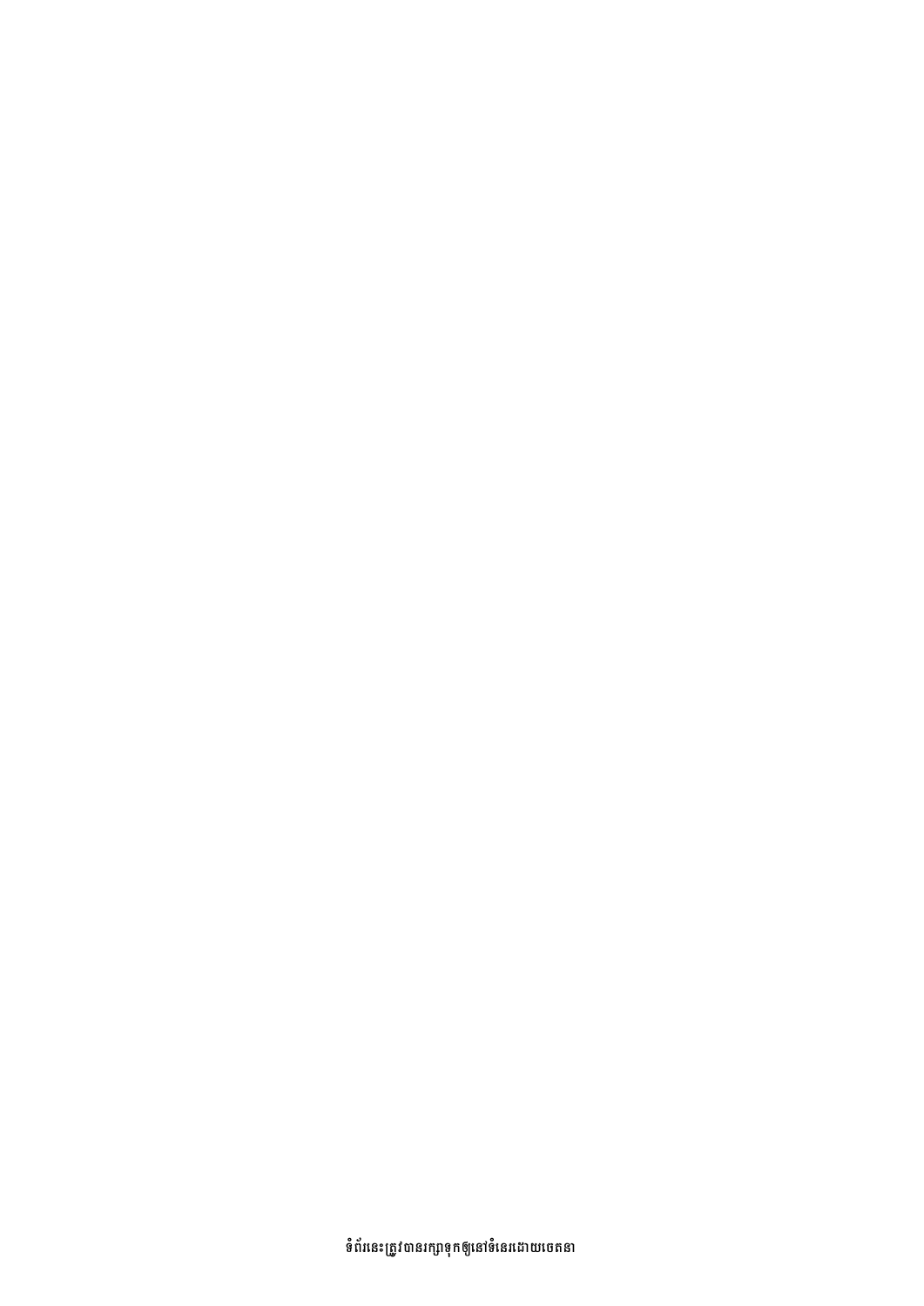ទំព័រនេះត្រូវបានរក្សាទុកឲ្យនៅទំនេរដោយចេតនា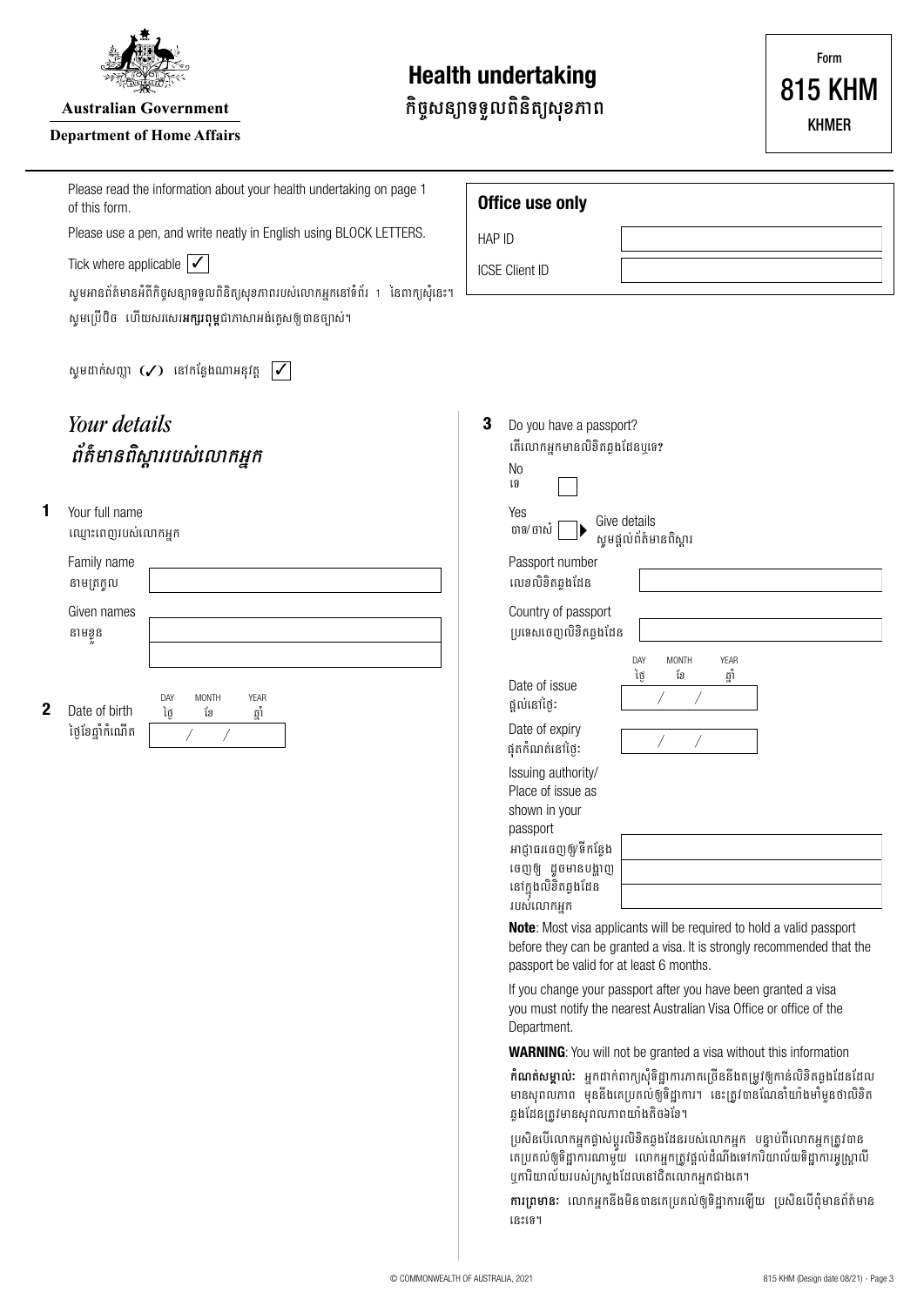Australian Government

Department of Home Affairs

# Health undertaking

# កិច្ចសន្យាទទួលពិនិត្យសុខភាព

Form **815 KHM** KHMER

Please read the information about your health undertaking on page 1 of this form.

Please use a pen, and write neatly in English using BLOCK LETTERS.

Tick where applicable ✓

សូមអានព័ត៌មានអំពីកិច្ចសន្យាទទួលពិនិត្យសុខភាពរបស់លោកអ្នកនៅទំព័រ 1 នៃពាក្យសុំនេះ។

សូមប្រើប៊ិច ហើយសរសេរ**អក្សរពុម្ព**ជាភាសាអង់គ្លេសឲ្យបានច្បាស់។

សូមដាក់សញ្ញា (✓) នៅកន្លែងណាអនុវត្ត ✓

| **Office use only** | |
|---|---|
| HAP ID | |
| ICSE Client ID | |

## *Your details*

## *ព័ត៌មានពិស្តាររបស់លោកអ្នក*

**1** Your full name
ឈ្មោះពេញរបស់លោកអ្នក

Family name
នាមត្រកូល

Given names
នាមខ្លួន

**2** Date of birth
ថ្ងៃខែឆ្នាំកំណើត

DAY ថ្ងៃ / MONTH ខែ / YEAR ឆ្នាំ

**3** Do you have a passport?
តើលោកអ្នកមានលិខិតឆ្លងដែនឬទេ?

No
ទេ

Yes
បាទ/ចាស ▶ Give details
សូមផ្តល់ព័ត៌មានពិស្តារ

Passport number
លេខលិខិតឆ្លងដែន

Country of passport
ប្រទេសចេញលិខិតឆ្លងដែន

Date of issue
ផ្តល់នៅថ្ងៃ:

DAY ថ្ងៃ / MONTH ខែ / YEAR ឆ្នាំ

Date of expiry
ផុតកំណត់នៅថ្ងៃ:

Issuing authority/ Place of issue as shown in your passport
អាជ្ញាធរចេញឲ្យ/ទីកន្លែងចេញឲ្យ ដូចមានបង្ហាញនៅក្នុងលិខិតឆ្លងដែនរបស់លោកអ្នក

**Note**: Most visa applicants will be required to hold a valid passport before they can be granted a visa. It is strongly recommended that the passport be valid for at least 6 months.

If you change your passport after you have been granted a visa you must notify the nearest Australian Visa Office or office of the Department.

**WARNING**: You will not be granted a visa without this information

**កំណត់សម្គាល់:** អ្នកដាក់ពាក្យសុំទិដ្ឋាការភាគច្រើននឹងតម្រូវឲ្យកាន់លិខិតឆ្លងដែនដែលមានសុពលភាព មុននឹងគេប្រគល់ឲ្យទិដ្ឋាការ។ នេះត្រូវបានណែនាំយ៉ាងមាំមួនថាលិខិតឆ្លងដែនត្រូវមានសុពលភាពយ៉ាងតិចចំនួន ៦ខែ។

ប្រសិនបើលោកអ្នកផ្លាស់ប្តូរលិខិតឆ្លងដែនរបស់លោកអ្នក បន្ទាប់ពីលោកអ្នកត្រូវបានគេប្រគល់ឲ្យទិដ្ឋាការណាមួយ លោកអ្នកត្រូវផ្តល់ដំណឹងទៅការិយាល័យទិដ្ឋាការអូស្ត្រាលី ឬការិយាល័យរបស់ក្រសួងដែលនៅជិតលោកអ្នកជាងគេ។

**ការព្រមាន:** លោកអ្នកនឹងមិនបានគេប្រគល់ឲ្យទិដ្ឋាការឡើយ ប្រសិនបើពុំមានព័ត៌មាននេះទេ។

© COMMONWEALTH OF AUSTRALIA, 2021

815 KHM (Design date 08/21)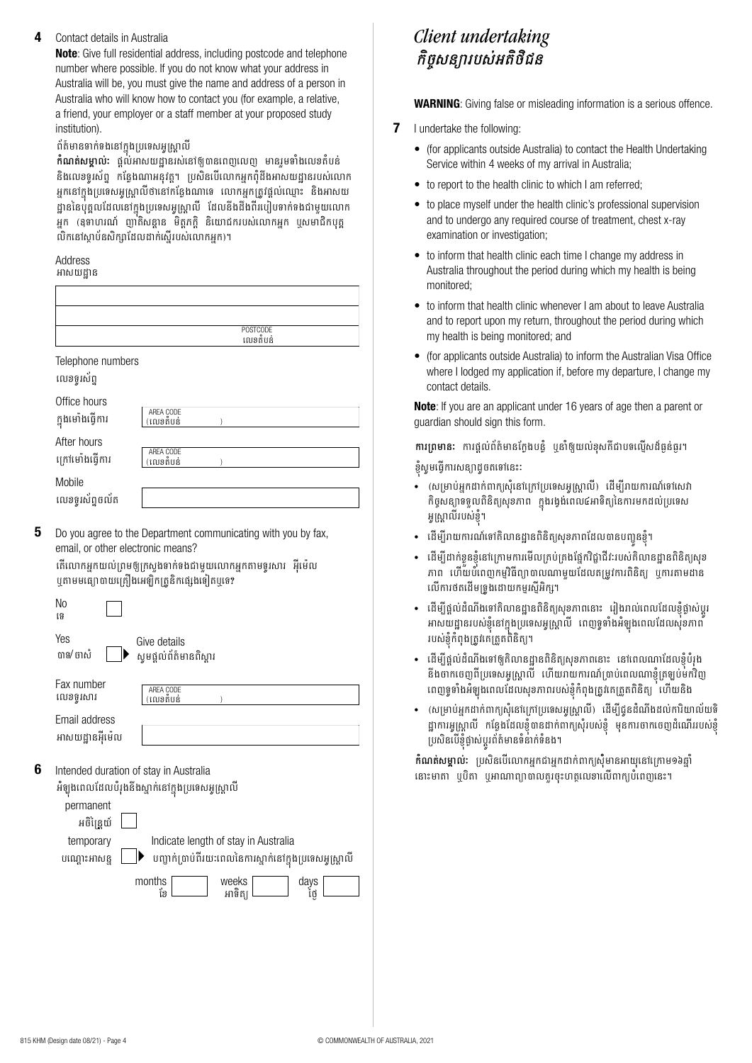**4** Contact details in Australia

**Note**: Give full residential address, including postcode and telephone number where possible. If you do not know what your address in Australia will be, you must give the name and address of a person in Australia who will know how to contact you (for example, a relative, a friend, your employer or a staff member at your proposed study institution).

ព័ត៌មានទាក់ទងនៅក្នុងប្រទេសអូស្ត្រាលី

**កំណត់សម្គាល់:** ផ្តល់អាសយដ្ឋានរស់នៅឲ្យបានពេញលេញ មានរួមទាំងលេខតំបន់ និងលេខទូរស័ព្ទ កន្លែងណាអាចធ្វើទៅបាន។ ប្រសិនបើលោកអ្នកពុំដឹងអាសយដ្ឋានរបស់លោកអ្នកនៅក្នុងប្រទេសអូស្ត្រាលីថានៅកន្លែងណាទេ លោកអ្នកត្រូវផ្តល់ឈ្មោះ និងអាសយដ្ឋានរបស់បុគ្គលដែលនៅក្នុងប្រទេសអូស្ត្រាលី ដែលនឹងដឹងពីរបៀបទាក់ទងជាមួយលោកអ្នក (ឧទាហរណ៍ ញាតិសន្តាន មិត្តភក្តិ និយោជករបស់លោកអ្នក ឬសមាជិកបុគ្គលិកនៅស្ថាប័នសិក្សាដែលដាក់ស្នើរបស់លោកអ្នក)។

Address
អាសយដ្ឋាន

|  |
|---|
|  |
|  |
| POSTCODE លេខតំបន់ |

Telephone numbers
លេខទូរស័ព្ទ

Office hours
ក្នុងម៉ោងធ្វើការ AREA CODE (លេខតំបន់ )

After hours
ក្រៅម៉ោងធ្វើការ AREA CODE (លេខតំបន់ )

Mobile
លេខទូរស័ព្ទចល័ត

**5** Do you agree to the Department communicating with you by fax, email, or other electronic means?

តើលោកអ្នកយល់ព្រមឲ្យក្រសួងទាក់ទងជាមួយលោកអ្នកតាមទូរសារ អ៊ីម៉េល ឬតាមមធ្យោបាយគ្រឿងអេឡិចត្រូនិកផ្សេងទៀតឬទេ?

No
ទេ ☐

Yes
បាទ/ចាស ☐ ▶ Give details
សូមផ្តល់ព័ត៌មានពិស្តារ

Fax number
លេខទូរសារ AREA CODE (លេខតំបន់ )

Email address
អាសយដ្ឋានអ៊ីម៉េល

**6** Intended duration of stay in Australia

អំឡុងពេលដែលបំរុងនឹងស្នាក់នៅក្នុងប្រទេសអូស្ត្រាលី

permanent
អចិន្ត្រៃយ៍ ☐

temporary
បណ្តោះអាសន្ន ☐ ▶ Indicate length of stay in Australia
បញ្ជាក់ប្រាប់ពីរយៈពេលនៃការស្នាក់នៅក្នុងប្រទេសអូស្ត្រាលី

months ខែ | weeks អាទិត្យ | days ថ្ងៃ

## *Client undertaking*
## *កិច្ចសន្យារបស់អតិថិជន*

**WARNING**: Giving false or misleading information is a serious offence.

**7** I undertake the following:

- (for applicants outside Australia) to contact the Health Undertaking Service within 4 weeks of my arrival in Australia;
- to report to the health clinic to which I am referred;
- to place myself under the health clinic's professional supervision and to undergo any required course of treatment, chest x-ray examination or investigation;
- to inform that health clinic each time I change my address in Australia throughout the period during which my health is being monitored;
- to inform that health clinic whenever I am about to leave Australia and to report upon my return, throughout the period during which my health is being monitored; and
- (for applicants outside Australia) to inform the Australian Visa Office where I lodged my application if, before my departure, I change my contact details.

**Note**: If you are an applicant under 16 years of age then a parent or guardian should sign this form.

**ការព្រមាន:** ការផ្តល់ព័ត៌មានក្លែងបន្លំ ឬនាំឲ្យយល់ខុសគឺជាបទល្មើសដ៏ធ្ងន់ធ្ងរ។

ខ្ញុំសូមធ្វើការសន្យាដូចតទៅនេះ:

- (សម្រាប់អ្នកដាក់ពាក្យសុំនៅក្រៅប្រទេសអូស្ត្រាលី) ដើម្បីរាយការណ៍ទៅសេវាកិច្ចសន្យាទទួលពិនិត្យសុខភាព ក្នុងរយៈពេល៤អាទិត្យនៃការមកដល់ប្រទេសអូស្ត្រាលីរបស់ខ្ញុំ។
- ដើម្បីរាយការណ៍ទៅគ្លីនិកពិនិត្យសុខភាពដែលបានបញ្ជូនខ្ញុំ។
- ដើម្បីដាក់ខ្លួនខ្ញុំនៅក្រោមការមើលគ្រប់គ្រងផ្នែកវិជ្ជាជីវៈរបស់គ្លីនិកពិនិត្យសុខភាព ហើយបំពេញកម្មវិធីព្យាបាលណាមួយដែលតម្រូវការពិនិត្យ ឬការតាមដានលើការថតដើមទ្រូងដោយកម្មរស្មីអ៊ិច្ស។
- ដើម្បីផ្តល់ដំណឹងទៅគ្លីនិកពិនិត្យសុខភាពនោះ រៀងរាល់ពេលដែលខ្ញុំផ្លាស់ប្តូរអាសយដ្ឋានរបស់ខ្ញុំនៅក្នុងប្រទេសអូស្ត្រាលី ពេញទូទាំងអំឡុងពេលដែលសុខភាពរបស់ខ្ញុំកំពុងត្រូវតែត្រួតពិនិត្យ។
- ដើម្បីផ្តល់ដំណឹងទៅឲ្យគ្លីនិកពិនិត្យសុខភាពនោះ នៅពេលណាដែលខ្ញុំបំរុងនឹងចាកចេញពីប្រទេសអូស្ត្រាលី ហើយរាយការណ៍ប្រាប់ពេលណាខ្ញុំត្រឡប់មកវិញ ពេញទូទាំងអំឡុងពេលដែលសុខភាពរបស់ខ្ញុំកំពុងត្រូវតែត្រួតពិនិត្យ ហើយនិង
- (សម្រាប់អ្នកដាក់ពាក្យសុំនៅក្រៅប្រទេសអូស្ត្រាលី) ដើម្បីជូនដំណឹងដល់ការិយាល័យទិដ្ឋាការអូស្ត្រាលី កន្លែងដែលខ្ញុំបានដាក់ពាក្យសុំរបស់ខ្ញុំ មុនការចាកចេញដំណើររបស់ខ្ញុំ ប្រសិនបើខ្ញុំផ្លាស់ប្តូរព័ត៌មានទំនាក់ទំនង។

**កំណត់សម្គាល់:** ប្រសិនបើលោកអ្នកជាអ្នកដាក់ពាក្យសុំមានអាយុនៅក្រោម១៦ឆ្នាំ នោះមាតា ឬបិតា ឬអាណាព្យាបាលគួរចុះហត្ថលេខាលើពាក្យបំពេញនេះ។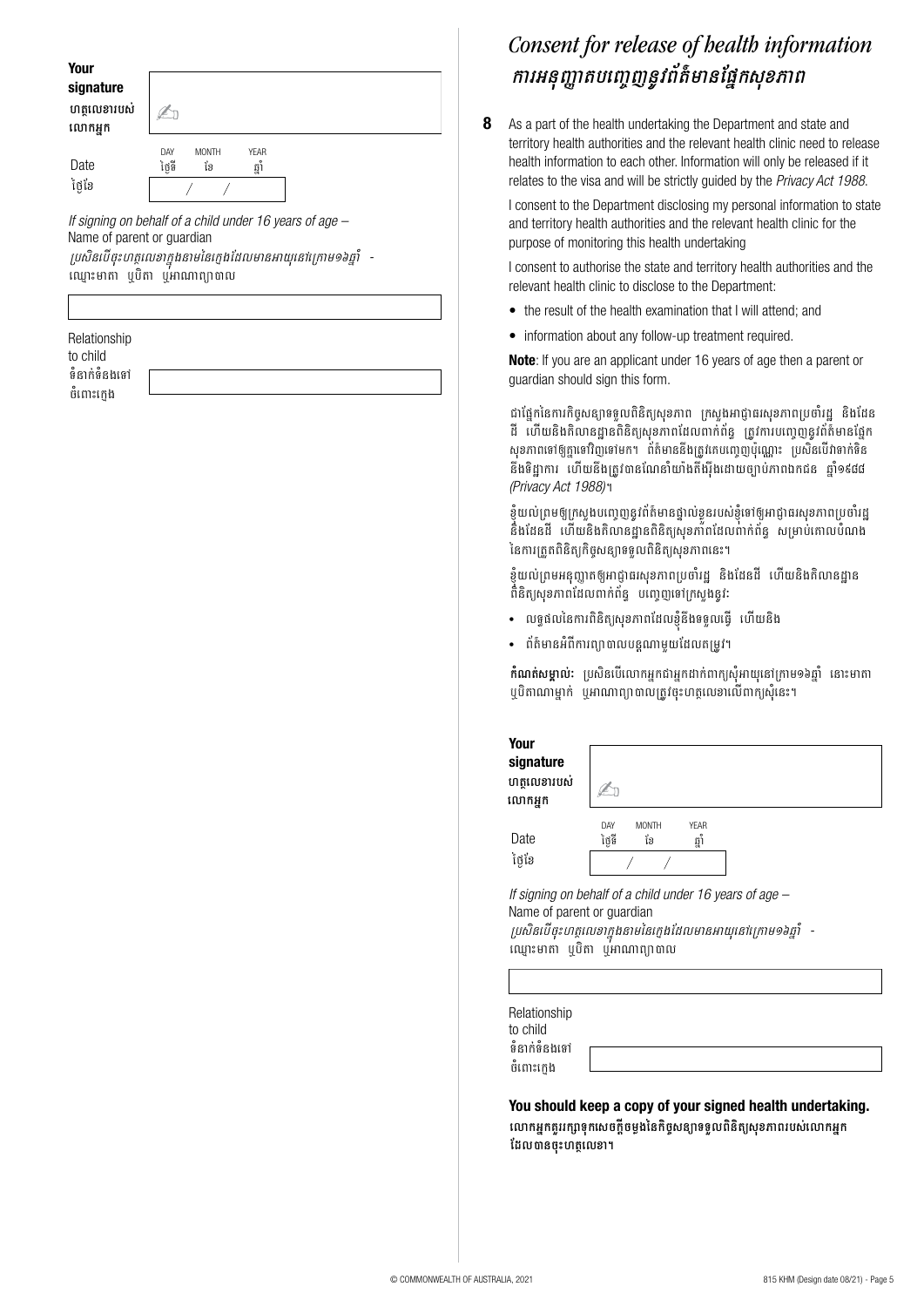**Your signature**
ហត្ថលេខារបស់លោកអ្នក

✍

Date
ថ្ងៃខែ

DAY ថ្ងៃទី / MONTH ខែ / YEAR ឆ្នាំ

/ /

*If signing on behalf of a child under 16 years of age –*
Name of parent or guardian
*ប្រសិនបើចុះហត្ថលេខាក្នុងនាមនៃក្មេងដែលមានអាយុនៅក្រោម១៦ឆ្នាំ -*
ឈ្មោះមាតា ឬបិតា ឬអាណាព្យាបាល

Relationship to child
ទំនាក់ទំនងទៅចំពោះក្មេង

# *Consent for release of health information*
# *ការអនុញ្ញាតបញ្ចេញនូវព័ត៌មានផ្នែកសុខភាព*

**8** As a part of the health undertaking the Department and state and territory health authorities and the relevant health clinic need to release health information to each other. Information will only be released if it relates to the visa and will be strictly guided by the *Privacy Act 1988*.

I consent to the Department disclosing my personal information to state and territory health authorities and the relevant health clinic for the purpose of monitoring this health undertaking

I consent to authorise the state and territory health authorities and the relevant health clinic to disclose to the Department:

- the result of the health examination that I will attend; and
- information about any follow-up treatment required.

**Note**: If you are an applicant under 16 years of age then a parent or guardian should sign this form.

ជាផ្នែកនៃការកិច្ចសន្យាទទួលពិនិត្យសុខភាព ក្រសួងអាជ្ញាធរសុខភាពប្រចាំរដ្ឋ និងដែនដី ហើយនិងគិលានដ្ឋានពិនិត្យសុខភាពដែលពាក់ព័ន្ធ ត្រូវការបញ្ចេញនូវព័ត៌មានផ្នែកសុខភាពទៅឲ្យគ្នាទៅវិញទៅមក។ ព័ត៌មាននឹងត្រូវគេបញ្ចេញប៉ុណ្ណោះ ប្រសិនបើវាទាក់ទិននឹងទិដ្ឋាការ ហើយនឹងត្រូវបានណែនាំយ៉ាងតឹងរ៉ឹងដោយច្បាប់ភាពឯកជន ឆ្នាំ១៩៨៨ *(Privacy Act 1988)*។

ខ្ញុំយល់ព្រមឲ្យក្រសួងបញ្ចេញនូវព័ត៌មានផ្ទាល់ខ្លួនរបស់ខ្ញុំទៅឲ្យអាជ្ញាធរសុខភាពប្រចាំរដ្ឋនិងដែនដី ហើយនិងគិលានដ្ឋានពិនិត្យសុខភាពដែលពាក់ព័ន្ធ សម្រាប់គោលបំណងនៃការត្រួតពិនិត្យកិច្ចសន្យាទទួលពិនិត្យសុខភាពនេះ។

ខ្ញុំយល់ព្រមអនុញ្ញាតឲ្យអាជ្ញាធរសុខភាពប្រចាំរដ្ឋ និងដែនដី ហើយនិងគិលានដ្ឋានពិនិត្យសុខភាពដែលពាក់ព័ន្ធ បញ្ចេញទៅក្រសួងនូវ:

- លទ្ធផលនៃការពិនិត្យសុខភាពដែលខ្ញុំនឹងទទួលធ្វើ ហើយនិង
- ព័ត៌មានអំពីការព្យាបាលបន្តណាមួយដែលតម្រូវ។

**កំណត់សម្គាល់:** ប្រសិនបើលោកអ្នកជាអ្នកដាក់ពាក្យសុំអាយុនៅក្រោម១៦ឆ្នាំ នោះមាតា ឬបិតាណាម្នាក់ ឬអាណាព្យាបាលត្រូវចុះហត្ថលេខាលើពាក្យសុំនេះ។

**Your signature**
ហត្ថលេខារបស់លោកអ្នក

✍

Date
ថ្ងៃខែ

DAY ថ្ងៃទី / MONTH ខែ / YEAR ឆ្នាំ

/ /

*If signing on behalf of a child under 16 years of age –*
Name of parent or guardian
*ប្រសិនបើចុះហត្ថលេខាក្នុងនាមនៃក្មេងដែលមានអាយុនៅក្រោម១៦ឆ្នាំ -*
ឈ្មោះមាតា ឬបិតា ឬអាណាព្យាបាល

Relationship to child
ទំនាក់ទំនងទៅចំពោះក្មេង

**You should keep a copy of your signed health undertaking.**
**លោកអ្នកគួររក្សាទុកសេចក្ដីចម្លងនៃកិច្ចសន្យាទទួលពិនិត្យសុខភាពរបស់លោកអ្នកដែលបានចុះហត្ថលេខា។**

© COMMONWEALTH OF AUSTRALIA, 2021

815 KHM (Design date 08/21)